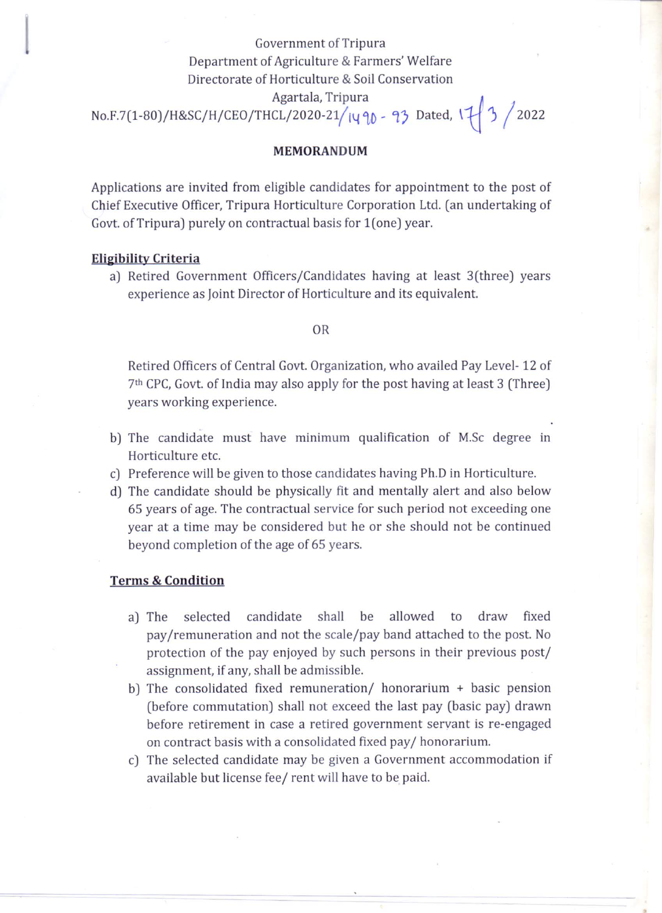Government of Tripura
Department of Agriculture & Farmers' Welfare
Directorate of Horticulture & Soil Conservation
Agartala, Tripura

No.F.7(1-80)/H&SC/H/CEO/THCL/2020-21/1490 - 93 Dated, 17/3/2022

## MEMORANDUM

Applications are invited from eligible candidates for appointment to the post of Chief Executive Officer, Tripura Horticulture Corporation Ltd. (an undertaking of Govt. of Tripura) purely on contractual basis for 1(one) year.

**Eligibility Criteria**

a) Retired Government Officers/Candidates having at least 3(three) years experience as Joint Director of Horticulture and its equivalent.

OR

Retired Officers of Central Govt. Organization, who availed Pay Level- 12 of 7th CPC, Govt. of India may also apply for the post having at least 3 (Three) years working experience.

b) The candidate must have minimum qualification of M.Sc degree in Horticulture etc.

c) Preference will be given to those candidates having Ph.D in Horticulture.

d) The candidate should be physically fit and mentally alert and also below 65 years of age. The contractual service for such period not exceeding one year at a time may be considered but he or she should not be continued beyond completion of the age of 65 years.

**Terms & Condition**

a) The selected candidate shall be allowed to draw fixed pay/remuneration and not the scale/pay band attached to the post. No protection of the pay enjoyed by such persons in their previous post/ assignment, if any, shall be admissible.

b) The consolidated fixed remuneration/ honorarium + basic pension (before commutation) shall not exceed the last pay (basic pay) drawn before retirement in case a retired government servant is re-engaged on contract basis with a consolidated fixed pay/ honorarium.

c) The selected candidate may be given a Government accommodation if available but license fee/ rent will have to be paid.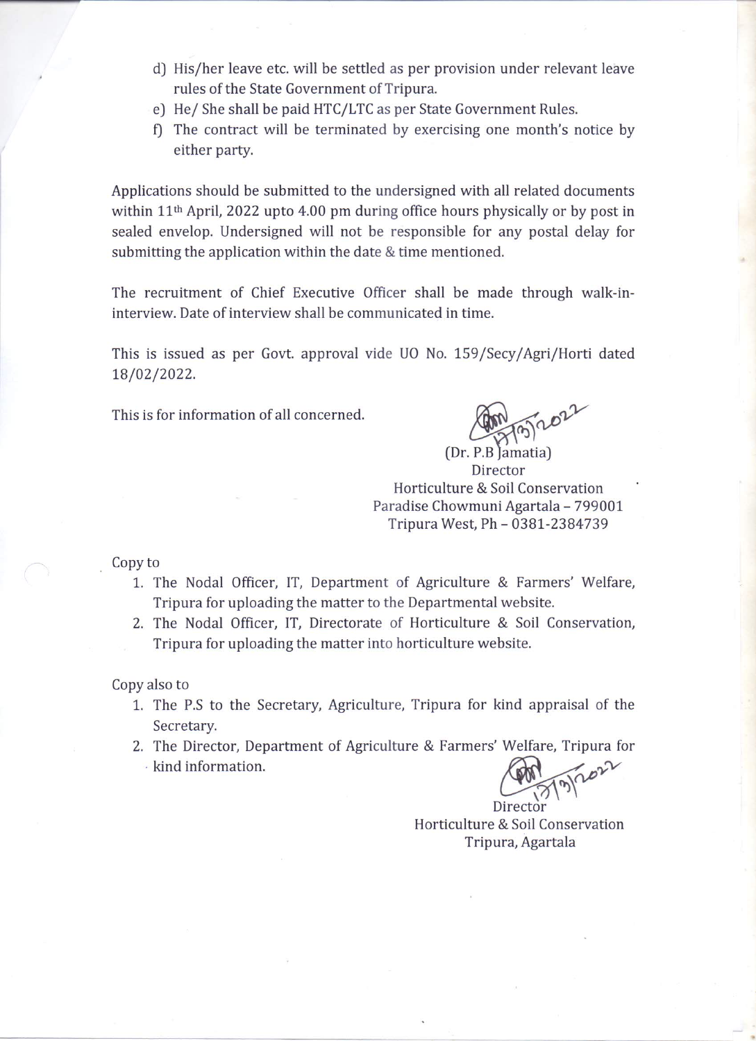d) His/her leave etc. will be settled as per provision under relevant leave rules of the State Government of Tripura.

e) He/ She shall be paid HTC/LTC as per State Government Rules.

f) The contract will be terminated by exercising one month's notice by either party.

Applications should be submitted to the undersigned with all related documents within 11th April, 2022 upto 4.00 pm during office hours physically or by post in sealed envelop. Undersigned will not be responsible for any postal delay for submitting the application within the date & time mentioned.

The recruitment of Chief Executive Officer shall be made through walk-in-interview. Date of interview shall be communicated in time.

This is issued as per Govt. approval vide UO No. 159/Secy/Agri/Horti dated 18/02/2022.

This is for information of all concerned.

17/3/2022

(Dr. P.B Jamatia)
Director
Horticulture & Soil Conservation
Paradise Chowmuni Agartala – 799001
Tripura West, Ph – 0381-2384739

Copy to

1. The Nodal Officer, IT, Department of Agriculture & Farmers' Welfare, Tripura for uploading the matter to the Departmental website.
2. The Nodal Officer, IT, Directorate of Horticulture & Soil Conservation, Tripura for uploading the matter into horticulture website.

Copy also to

1. The P.S to the Secretary, Agriculture, Tripura for kind appraisal of the Secretary.
2. The Director, Department of Agriculture & Farmers' Welfare, Tripura for kind information.

17/3/2022

Director
Horticulture & Soil Conservation
Tripura, Agartala